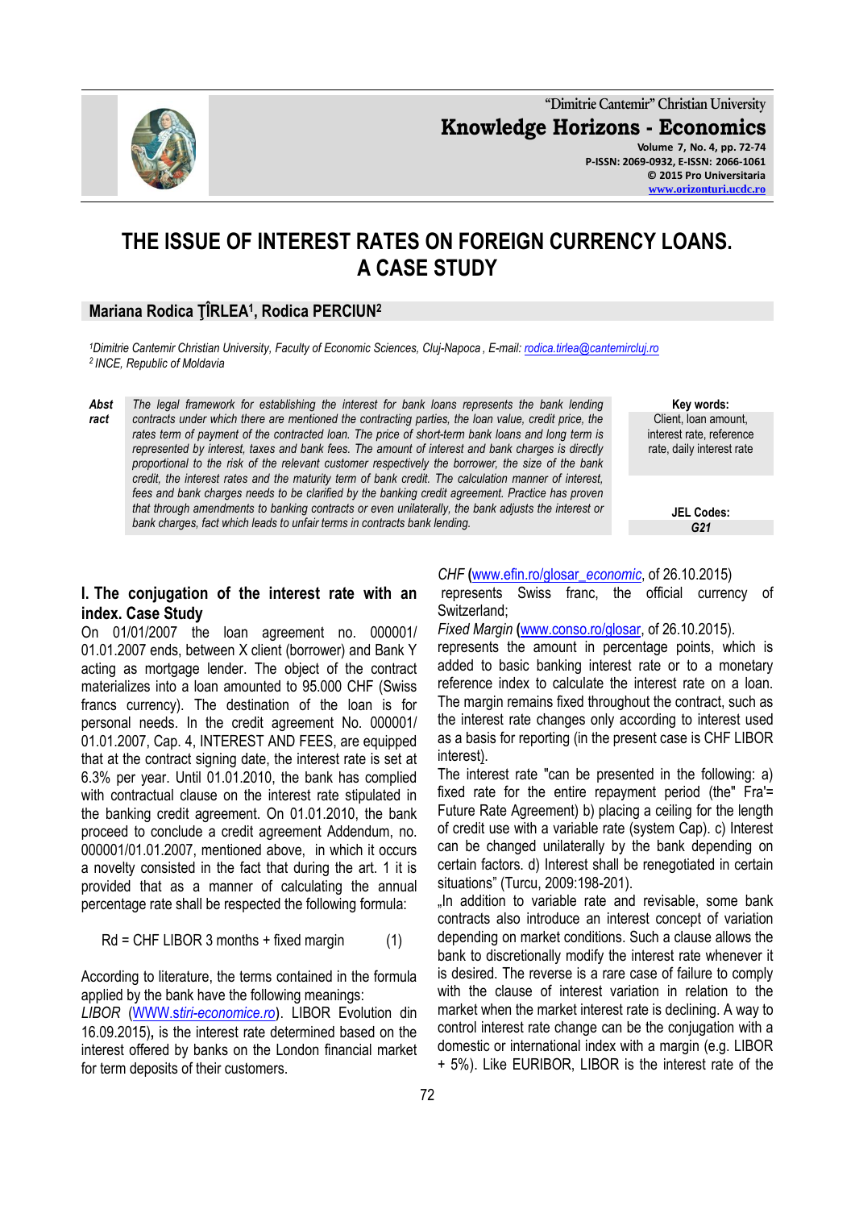# THE ISSUE OF INTEREST RATES ON FOREIGN CURRENCY LOANS. A CASE STUDY

**Mariana Rodica ŢÎRLEA[1], Rodica PERCIUN[2]**

[1]*Dimitrie Cantemir Christian University, Faculty of Economic Sciences, Cluj-Napoca , E-mail: rodica.tirlea@cantemircluj.ro*
[2] *INCE, Republic of Moldavia*

**Abstract** *The legal framework for establishing the interest for bank loans represents the bank lending contracts under which there are mentioned the contracting parties, the loan value, credit price, the rates term of payment of the contracted loan. The price of short-term bank loans and long term is represented by interest, taxes and bank fees. The amount of interest and bank charges is directly proportional to the risk of the relevant customer respectively the borrower, the size of the bank credit, the interest rates and the maturity term of bank credit. The calculation manner of interest, fees and bank charges needs to be clarified by the banking credit agreement. Practice has proven that through amendments to banking contracts or even unilaterally, the bank adjusts the interest or bank charges, fact which leads to unfair terms in contracts bank lending.*

**Key words:** Client, loan amount, interest rate, reference rate, daily interest rate

**JEL Codes:** *G21*

## I. The conjugation of the interest rate with an index. Case Study

On 01/01/2007 the loan agreement no. 000001/ 01.01.2007 ends, between X client (borrower) and Bank Y acting as mortgage lender. The object of the contract materializes into a loan amounted to 95.000 CHF (Swiss francs currency). The destination of the loan is for personal needs. In the credit agreement No. 000001/ 01.01.2007, Cap. 4, INTEREST AND FEES, are equipped that at the contract signing date, the interest rate is set at 6.3% per year. Until 01.01.2010, the bank has complied with contractual clause on the interest rate stipulated in the banking credit agreement. On 01.01.2010, the bank proceed to conclude a credit agreement Addendum, no. 000001/01.01.2007, mentioned above, in which it occurs a novelty consisted in the fact that during the art. 1 it is provided that as a manner of calculating the annual percentage rate shall be respected the following formula:

$$Rd = \text{CHF LIBOR 3 months} + \text{fixed margin} \qquad (1)$$

According to literature, the terms contained in the formula applied by the bank have the following meanings:

*LIBOR* (WWW.*stiri-economice.ro*). LIBOR Evolution din 16.09.2015), is the interest rate determined based on the interest offered by banks on the London financial market for term deposits of their customers.

*CHF* (www.efin.ro/glosar_*economic*, of 26.10.2015) represents Swiss franc, the official currency of Switzerland;

*Fixed Margin* (www.conso.ro/glosar, of 26.10.2015). represents the amount in percentage points, which is added to basic banking interest rate or to a monetary reference index to calculate the interest rate on a loan. The margin remains fixed throughout the contract, such as the interest rate changes only according to interest used as a basis for reporting (in the present case is CHF LIBOR interest).

The interest rate "can be presented in the following: a) fixed rate for the entire repayment period (the" Fra'= Future Rate Agreement) b) placing a ceiling for the length of credit use with a variable rate (system Cap). c) Interest can be changed unilaterally by the bank depending on certain factors. d) Interest shall be renegotiated in certain situations" (Turcu, 2009:198-201).

„In addition to variable rate and revisable, some bank contracts also introduce an interest concept of variation depending on market conditions. Such a clause allows the bank to discretionally modify the interest rate whenever it is desired. The reverse is a rare case of failure to comply with the clause of interest variation in relation to the market when the market interest rate is declining. A way to control interest rate change can be the conjugation with a domestic or international index with a margin (e.g. LIBOR + 5%). Like EURIBOR, LIBOR is the interest rate of the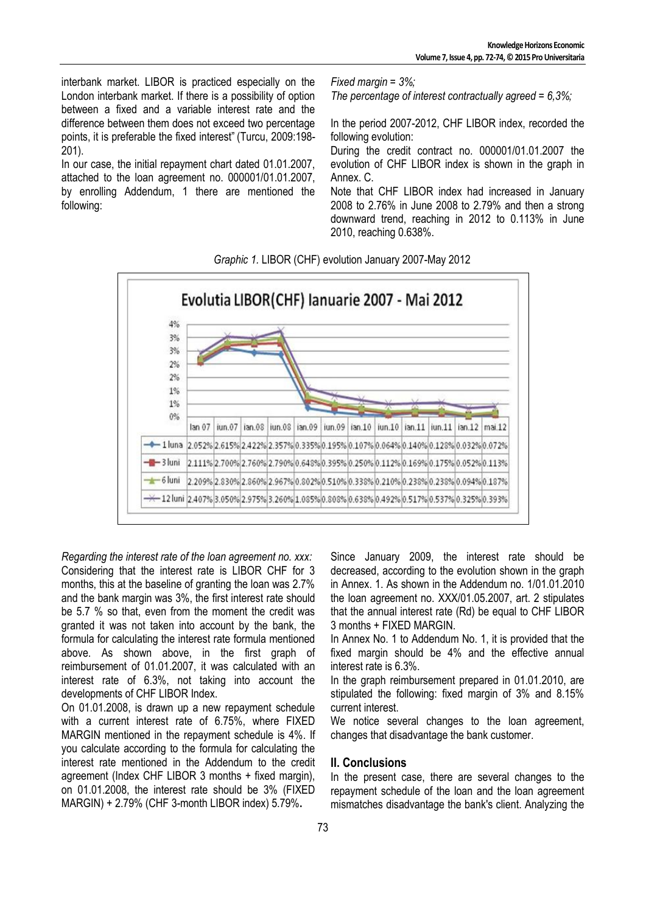interbank market. LIBOR is practiced especially on the London interbank market. If there is a possibility of option between a fixed and a variable interest rate and the difference between them does not exceed two percentage points, it is preferable the fixed interest" (Turcu, 2009:198-201).

In our case, the initial repayment chart dated 01.01.2007, attached to the loan agreement no. 000001/01.01.2007, by enrolling Addendum, 1 there are mentioned the following:

*Fixed margin = 3%;*
*The percentage of interest contractually agreed = 6,3%;*

In the period 2007-2012, CHF LIBOR index, recorded the following evolution:

During the credit contract no. 000001/01.01.2007 the evolution of CHF LIBOR index is shown in the graph in Annex. C.

Note that CHF LIBOR index had increased in January 2008 to 2.76% in June 2008 to 2.79% and then a strong downward trend, reaching in 2012 to 0.113% in June 2010, reaching 0.638%.

*Graphic 1.* LIBOR (CHF) evolution January 2007-May 2012

Evolutia LIBOR(CHF) Ianuarie 2007 - Mai 2012

| | Ian 07 | iun.07 | ian.08 | iun.08 | ian.09 | iun.09 | ian.10 | iun.10 | ian.11 | iun.11 | ian.12 | mai.12 |
|---|---|---|---|---|---|---|---|---|---|---|---|---|
| 1 luna | 2.052% | 2.615% | 2.422% | 2.357% | 0.335% | 0.195% | 0.107% | 0.064% | 0.140% | 0.128% | 0.032% | 0.072% |
| 3 luni | 2.111% | 2.700% | 2.760% | 2.790% | 0.648% | 0.395% | 0.250% | 0.112% | 0.169% | 0.175% | 0.052% | 0.113% |
| 6 luni | 2.209% | 2.830% | 2.860% | 2.967% | 0.802% | 0.510% | 0.338% | 0.210% | 0.238% | 0.238% | 0.094% | 0.187% |
| 12 luni | 2.407% | 3.050% | 2.975% | 3.260% | 1.085% | 0.808% | 0.638% | 0.492% | 0.517% | 0.537% | 0.325% | 0.393% |

*Regarding the interest rate of the loan agreement no. xxx:*
Considering that the interest rate is LIBOR CHF for 3 months, this at the baseline of granting the loan was 2.7% and the bank margin was 3%, the first interest rate should be 5.7 % so that, even from the moment the credit was granted it was not taken into account by the bank, the formula for calculating the interest rate formula mentioned above. As shown above, in the first graph of reimbursement of 01.01.2007, it was calculated with an interest rate of 6.3%, not taking into account the developments of CHF LIBOR Index.

On 01.01.2008, is drawn up a new repayment schedule with a current interest rate of 6.75%, where FIXED MARGIN mentioned in the repayment schedule is 4%. If you calculate according to the formula for calculating the interest rate mentioned in the Addendum to the credit agreement (Index CHF LIBOR 3 months + fixed margin), on 01.01.2008, the interest rate should be 3% (FIXED MARGIN) + 2.79% (CHF 3-month LIBOR index) 5.79%**.**

Since January 2009, the interest rate should be decreased, according to the evolution shown in the graph in Annex. 1. As shown in the Addendum no. 1/01.01.2010 the loan agreement no. XXX/01.05.2007, art. 2 stipulates that the annual interest rate (Rd) be equal to CHF LIBOR 3 months + FIXED MARGIN.

In Annex No. 1 to Addendum No. 1, it is provided that the fixed margin should be 4% and the effective annual interest rate is 6.3%.

In the graph reimbursement prepared in 01.01.2010, are stipulated the following: fixed margin of 3% and 8.15% current interest.

We notice several changes to the loan agreement, changes that disadvantage the bank customer.

## II. Conclusions

In the present case, there are several changes to the repayment schedule of the loan and the loan agreement mismatches disadvantage the bank's client. Analyzing the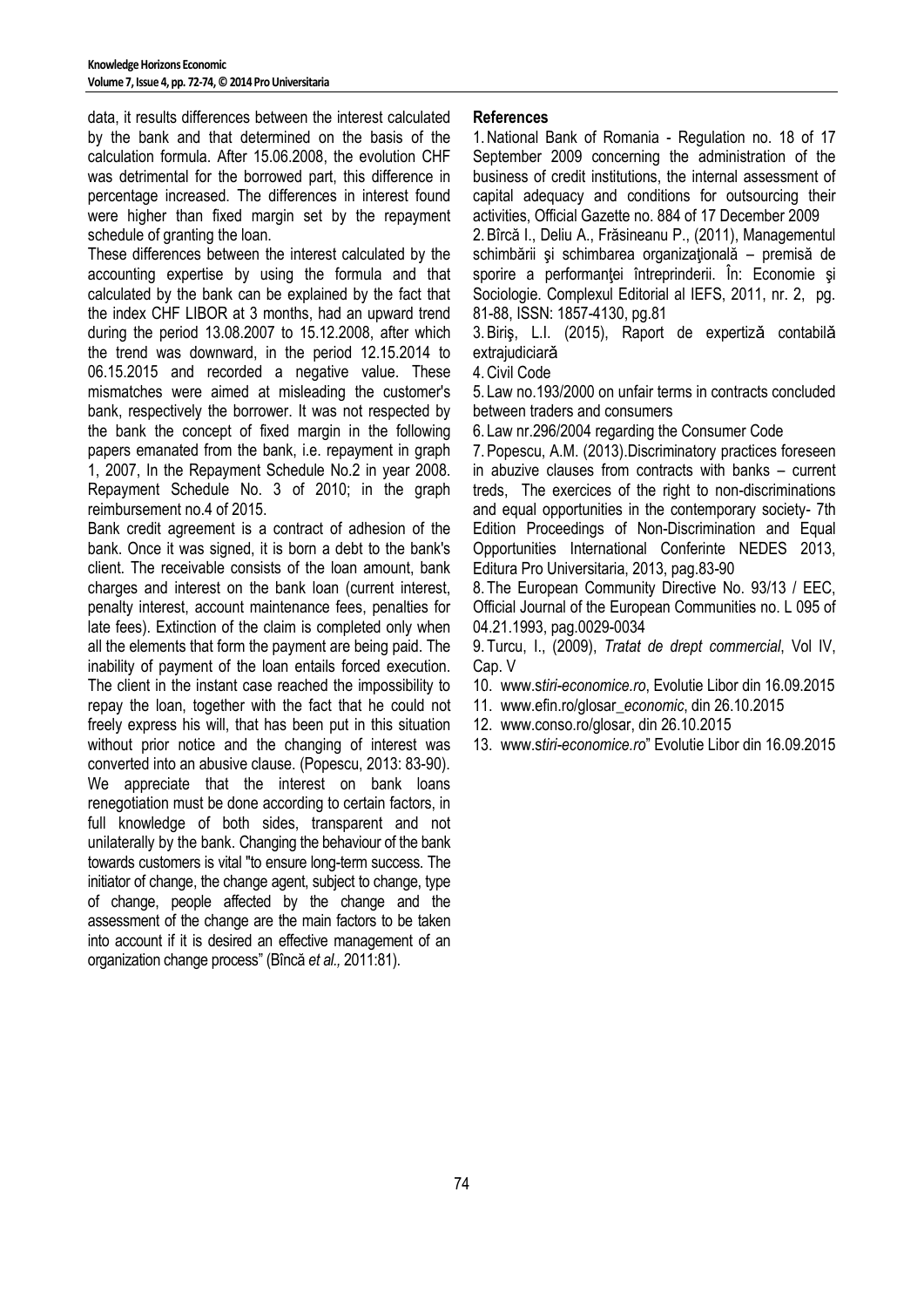data, it results differences between the interest calculated by the bank and that determined on the basis of the calculation formula. After 15.06.2008, the evolution CHF was detrimental for the borrowed part, this difference in percentage increased. The differences in interest found were higher than fixed margin set by the repayment schedule of granting the loan.

These differences between the interest calculated by the accounting expertise by using the formula and that calculated by the bank can be explained by the fact that the index CHF LIBOR at 3 months, had an upward trend during the period 13.08.2007 to 15.12.2008, after which the trend was downward, in the period 12.15.2014 to 06.15.2015 and recorded a negative value. These mismatches were aimed at misleading the customer's bank, respectively the borrower. It was not respected by the bank the concept of fixed margin in the following papers emanated from the bank, i.e. repayment in graph 1, 2007, In the Repayment Schedule No.2 in year 2008. Repayment Schedule No. 3 of 2010; in the graph reimbursement no.4 of 2015.

Bank credit agreement is a contract of adhesion of the bank. Once it was signed, it is born a debt to the bank's client. The receivable consists of the loan amount, bank charges and interest on the bank loan (current interest, penalty interest, account maintenance fees, penalties for late fees). Extinction of the claim is completed only when all the elements that form the payment are being paid. The inability of payment of the loan entails forced execution. The client in the instant case reached the impossibility to repay the loan, together with the fact that he could not freely express his will, that has been put in this situation without prior notice and the changing of interest was converted into an abusive clause. (Popescu, 2013: 83-90). We appreciate that the interest on bank loans renegotiation must be done according to certain factors, in full knowledge of both sides, transparent and not unilaterally by the bank. Changing the behaviour of the bank towards customers is vital "to ensure long-term success. The initiator of change, the change agent, subject to change, type of change, people affected by the change and the assessment of the change are the main factors to be taken into account if it is desired an effective management of an organization change process" (Bîncă *et al.,* 2011:81).

**References**

1. National Bank of Romania - Regulation no. 18 of 17 September 2009 concerning the administration of the business of credit institutions, the internal assessment of capital adequacy and conditions for outsourcing their activities, Official Gazette no. 884 of 17 December 2009
2. Bîrcă I., Deliu A., Frăsineanu P., (2011), Managementul schimbării şi schimbarea organizaţională – premisă de sporire a performanţei întreprinderii. În: Economie şi Sociologie. Complexul Editorial al IEFS, 2011, nr. 2, pg. 81-88, ISSN: 1857-4130, pg.81
3. Biriş, L.I. (2015), Raport de expertiză contabilă extrajudiciară
4. Civil Code
5. Law no.193/2000 on unfair terms in contracts concluded between traders and consumers
6. Law nr.296/2004 regarding the Consumer Code
7. Popescu, A.M. (2013).Discriminatory practices foreseen in abuzive clauses from contracts with banks – current treds, The exercices of the right to non-discriminations and equal opportunities in the contemporary society- 7th Edition Proceedings of Non-Discrimination and Equal Opportunities International Conferinte NEDES 2013, Editura Pro Universitaria, 2013, pag.83-90
8. The European Community Directive No. 93/13 / EEC, Official Journal of the European Communities no. L 095 of 04.21.1993, pag.0029-0034
9. Turcu, I., (2009), *Tratat de drept commercial*, Vol IV, Cap. V
10. www.s*tiri-economice.ro*, Evolutie Libor din 16.09.2015
11. www.efin.ro/glosar_*economic*, din 26.10.2015
12. www.conso.ro/glosar, din 26.10.2015
13. www.s*tiri-economice.ro*" Evolutie Libor din 16.09.2015